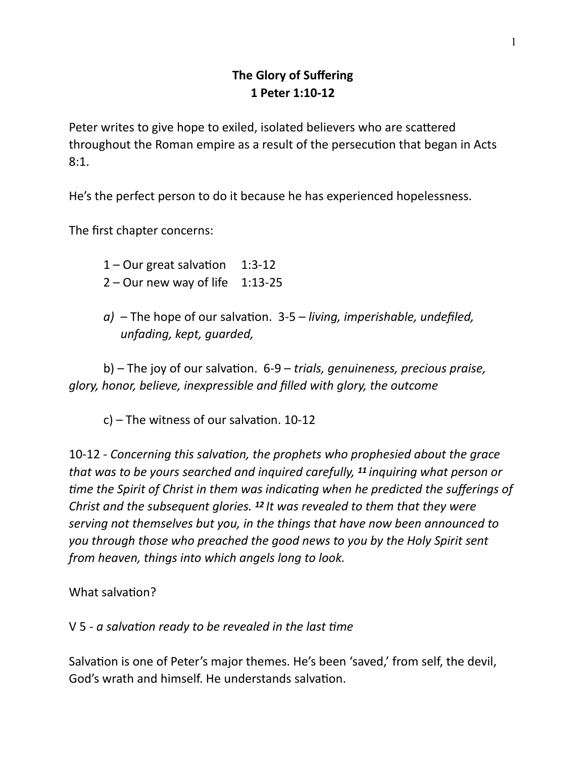**The Glory of Suffering**
**1 Peter 1:10-12**

Peter writes to give hope to exiled, isolated believers who are scattered throughout the Roman empire as a result of the persecution that began in Acts 8:1.

He's the perfect person to do it because he has experienced hopelessness.

The first chapter concerns:

1 – Our great salvation 1:3-12
2 – Our new way of life 1:13-25

*a)* – The hope of our salvation. 3-5 – *living, imperishable, undefiled, unfading, kept, guarded,*

b) – The joy of our salvation. 6-9 – *trials, genuineness, precious praise, glory, honor, believe, inexpressible and filled with glory, the outcome*

c) – The witness of our salvation. 10-12

10-12 - *Concerning this salvation, the prophets who prophesied about the grace that was to be yours searched and inquired carefully,* ***11*** *inquiring what person or time the Spirit of Christ in them was indicating when he predicted the sufferings of Christ and the subsequent glories.* ***12*** *It was revealed to them that they were serving not themselves but you, in the things that have now been announced to you through those who preached the good news to you by the Holy Spirit sent from heaven, things into which angels long to look.*

What salvation?

V 5 - *a salvation ready to be revealed in the last time*

Salvation is one of Peter's major themes. He's been 'saved,' from self, the devil, God's wrath and himself. He understands salvation.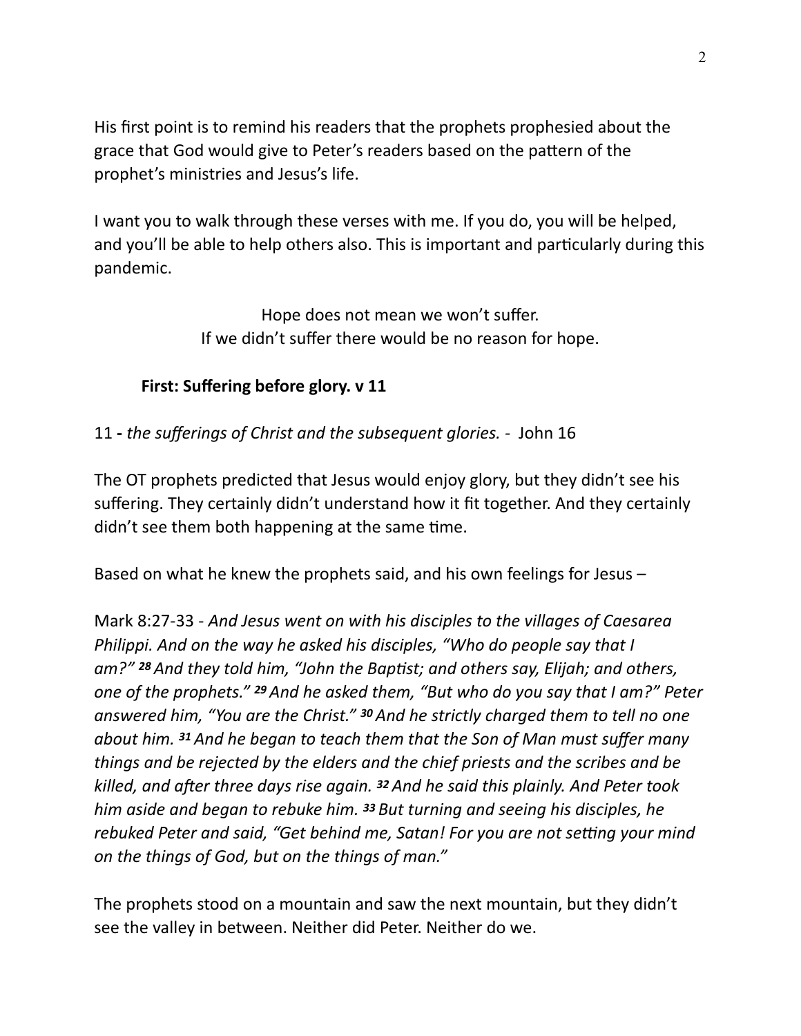His first point is to remind his readers that the prophets prophesied about the grace that God would give to Peter's readers based on the pattern of the prophet's ministries and Jesus's life.

I want you to walk through these verses with me. If you do, you will be helped, and you'll be able to help others also. This is important and particularly during this pandemic.

Hope does not mean we won't suffer.
If we didn't suffer there would be no reason for hope.

**First: Suffering before glory. v 11**

11 **-** *the sufferings of Christ and the subsequent glories.* - John 16

The OT prophets predicted that Jesus would enjoy glory, but they didn't see his suffering. They certainly didn't understand how it fit together. And they certainly didn't see them both happening at the same time.

Based on what he knew the prophets said, and his own feelings for Jesus –

Mark 8:27-33 - *And Jesus went on with his disciples to the villages of Caesarea Philippi. And on the way he asked his disciples, "Who do people say that I am?" **28** And they told him, "John the Baptist; and others say, Elijah; and others, one of the prophets." **29** And he asked them, "But who do you say that I am?" Peter answered him, "You are the Christ." **30** And he strictly charged them to tell no one about him. **31** And he began to teach them that the Son of Man must suffer many things and be rejected by the elders and the chief priests and the scribes and be killed, and after three days rise again. **32** And he said this plainly. And Peter took him aside and began to rebuke him. **33** But turning and seeing his disciples, he rebuked Peter and said, "Get behind me, Satan! For you are not setting your mind on the things of God, but on the things of man."*

The prophets stood on a mountain and saw the next mountain, but they didn't see the valley in between. Neither did Peter. Neither do we.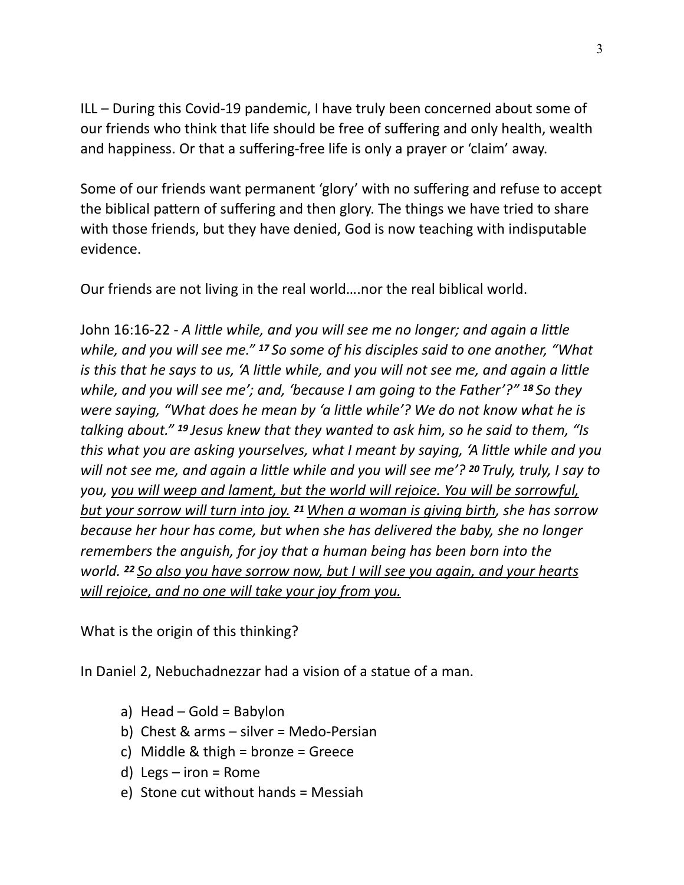ILL – During this Covid-19 pandemic, I have truly been concerned about some of our friends who think that life should be free of suffering and only health, wealth and happiness. Or that a suffering-free life is only a prayer or 'claim' away.

Some of our friends want permanent 'glory' with no suffering and refuse to accept the biblical pattern of suffering and then glory. The things we have tried to share with those friends, but they have denied, God is now teaching with indisputable evidence.

Our friends are not living in the real world….nor the real biblical world.

John 16:16-22 - *A little while, and you will see me no longer; and again a little while, and you will see me." **17** So some of his disciples said to one another, "What is this that he says to us, 'A little while, and you will not see me, and again a little while, and you will see me'; and, 'because I am going to the Father'?" **18** So they were saying, "What does he mean by 'a little while'? We do not know what he is talking about." **19** Jesus knew that they wanted to ask him, so he said to them, "Is this what you are asking yourselves, what I meant by saying, 'A little while and you will not see me, and again a little while and you will see me'? **20** Truly, truly, I say to you, <u>you will weep and lament, but the world will rejoice. You will be sorrowful, but your sorrow will turn into joy.</u> **21** <u>When a woman is giving birth</u>, she has sorrow because her hour has come, but when she has delivered the baby, she no longer remembers the anguish, for joy that a human being has been born into the world. **22** <u>So also you have sorrow now, but I will see you again, and your hearts will rejoice, and no one will take your joy from you.</u>*

What is the origin of this thinking?

In Daniel 2, Nebuchadnezzar had a vision of a statue of a man.

a) Head – Gold = Babylon
b) Chest & arms – silver = Medo-Persian
c) Middle & thigh = bronze = Greece
d) Legs – iron = Rome
e) Stone cut without hands = Messiah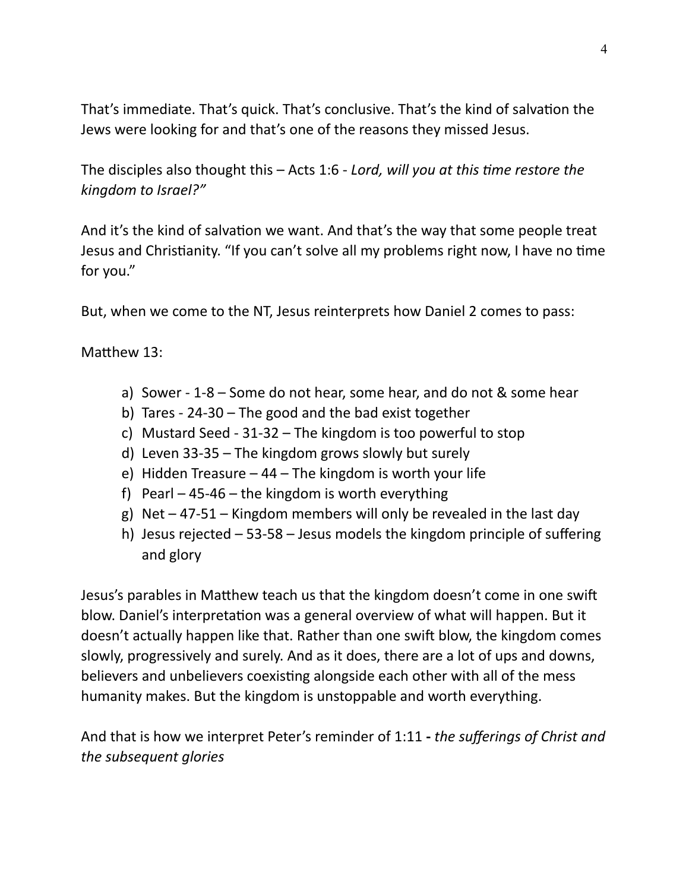That's immediate. That's quick. That's conclusive. That's the kind of salvation the Jews were looking for and that's one of the reasons they missed Jesus.

The disciples also thought this – Acts 1:6 - *Lord, will you at this time restore the kingdom to Israel?"*

And it's the kind of salvation we want. And that's the way that some people treat Jesus and Christianity. "If you can't solve all my problems right now, I have no time for you."

But, when we come to the NT, Jesus reinterprets how Daniel 2 comes to pass:

Matthew 13:

a) Sower - 1-8 – Some do not hear, some hear, and do not & some hear
b) Tares - 24-30 – The good and the bad exist together
c) Mustard Seed - 31-32 – The kingdom is too powerful to stop
d) Leven 33-35 – The kingdom grows slowly but surely
e) Hidden Treasure – 44 – The kingdom is worth your life
f) Pearl – 45-46 – the kingdom is worth everything
g) Net – 47-51 – Kingdom members will only be revealed in the last day
h) Jesus rejected – 53-58 – Jesus models the kingdom principle of suffering and glory

Jesus's parables in Matthew teach us that the kingdom doesn't come in one swift blow. Daniel's interpretation was a general overview of what will happen. But it doesn't actually happen like that. Rather than one swift blow, the kingdom comes slowly, progressively and surely. And as it does, there are a lot of ups and downs, believers and unbelievers coexisting alongside each other with all of the mess humanity makes. But the kingdom is unstoppable and worth everything.

And that is how we interpret Peter's reminder of 1:11 **-** *the sufferings of Christ and the subsequent glories*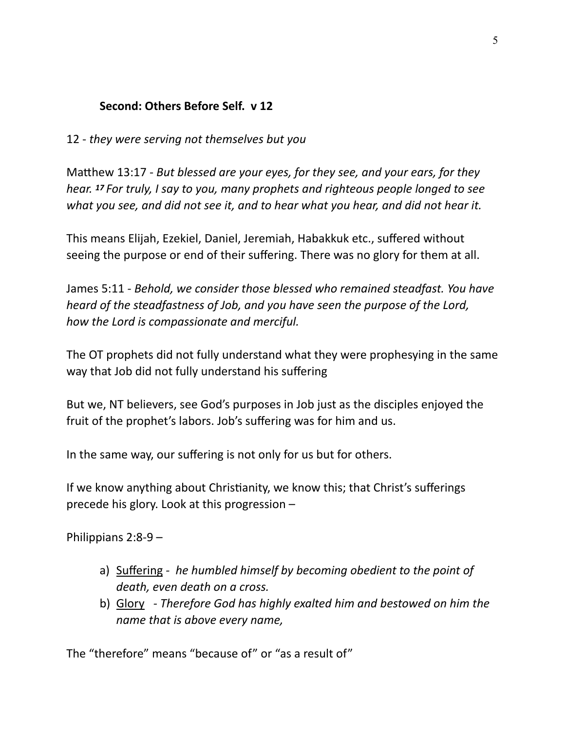**Second: Others Before Self. v 12**

12 - *they were serving not themselves but you*

Matthew 13:17 - *But blessed are your eyes, for they see, and your ears, for they hear.* [17] *For truly, I say to you, many prophets and righteous people longed to see what you see, and did not see it, and to hear what you hear, and did not hear it.*

This means Elijah, Ezekiel, Daniel, Jeremiah, Habakkuk etc., suffered without seeing the purpose or end of their suffering. There was no glory for them at all.

James 5:11 - *Behold, we consider those blessed who remained steadfast. You have heard of the steadfastness of Job, and you have seen the purpose of the Lord, how the Lord is compassionate and merciful.*

The OT prophets did not fully understand what they were prophesying in the same way that Job did not fully understand his suffering

But we, NT believers, see God's purposes in Job just as the disciples enjoyed the fruit of the prophet's labors. Job's suffering was for him and us.

In the same way, our suffering is not only for us but for others.

If we know anything about Christianity, we know this; that Christ's sufferings precede his glory. Look at this progression –

Philippians 2:8-9 –

a) Suffering - *he humbled himself by becoming obedient to the point of death, even death on a cross.*
b) Glory - *Therefore God has highly exalted him and bestowed on him the name that is above every name,*

The "therefore" means "because of" or "as a result of"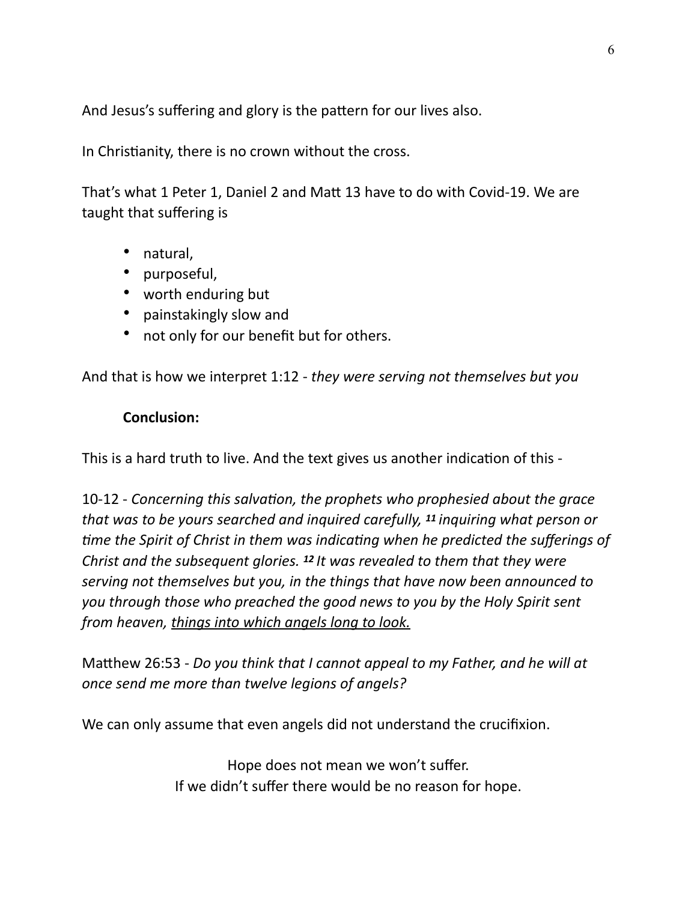And Jesus's suffering and glory is the pattern for our lives also.

In Christianity, there is no crown without the cross.

That's what 1 Peter 1, Daniel 2 and Matt 13 have to do with Covid-19. We are taught that suffering is

- natural,
- purposeful,
- worth enduring but
- painstakingly slow and
- not only for our benefit but for others.

And that is how we interpret 1:12 - *they were serving not themselves but you*

**Conclusion:**

This is a hard truth to live. And the text gives us another indication of this -

10-12 - *Concerning this salvation, the prophets who prophesied about the grace that was to be yours searched and inquired carefully, **11** inquiring what person or time the Spirit of Christ in them was indicating when he predicted the sufferings of Christ and the subsequent glories. **12** It was revealed to them that they were serving not themselves but you, in the things that have now been announced to you through those who preached the good news to you by the Holy Spirit sent from heaven, <u>things into which angels long to look.</u>*

Matthew 26:53 - *Do you think that I cannot appeal to my Father, and he will at once send me more than twelve legions of angels?*

We can only assume that even angels did not understand the crucifixion.

Hope does not mean we won't suffer.
If we didn't suffer there would be no reason for hope.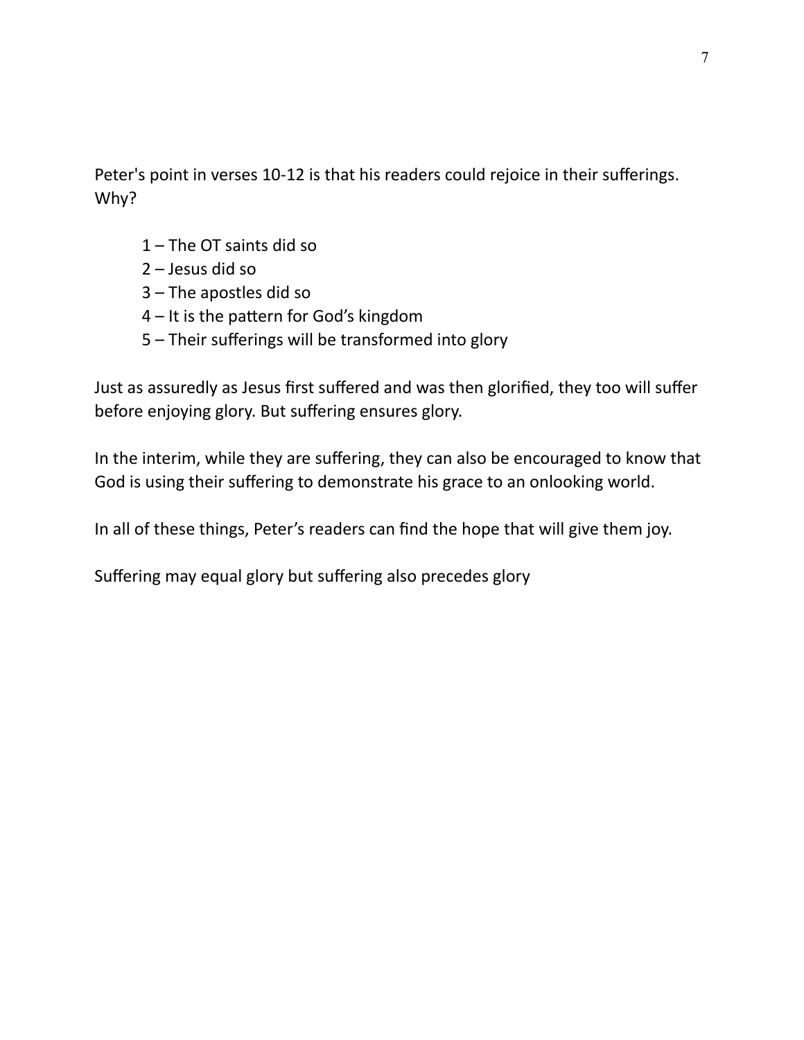Peter's point in verses 10-12 is that his readers could rejoice in their sufferings. Why?

1 – The OT saints did so  
2 – Jesus did so  
3 – The apostles did so  
4 – It is the pattern for God's kingdom  
5 – Their sufferings will be transformed into glory

Just as assuredly as Jesus first suffered and was then glorified, they too will suffer before enjoying glory. But suffering ensures glory.

In the interim, while they are suffering, they can also be encouraged to know that God is using their suffering to demonstrate his grace to an onlooking world.

In all of these things, Peter's readers can find the hope that will give them joy.

Suffering may equal glory but suffering also precedes glory